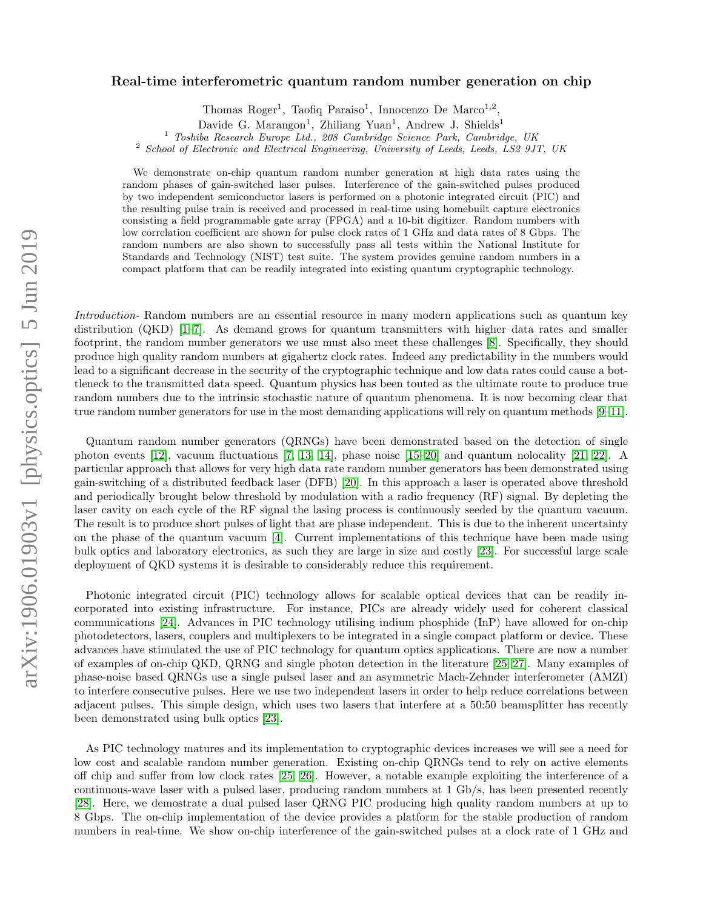# Real-time interferometric quantum random number generation on chip

Thomas Roger[1], Taofiq Paraiso[1], Innocenzo De Marco[1,2],
Davide G. Marangon[1], Zhiliang Yuan[1], Andrew J. Shields[1]

[1] *Toshiba Research Europe Ltd., 208 Cambridge Science Park, Cambridge, UK*
[2] *School of Electronic and Electrical Engineering, University of Leeds, Leeds, LS2 9JT, UK*

We demonstrate on-chip quantum random number generation at high data rates using the random phases of gain-switched laser pulses. Interference of the gain-switched pulses produced by two independent semiconductor lasers is performed on a photonic integrated circuit (PIC) and the resulting pulse train is received and processed in real-time using homebuilt capture electronics consisting a field programmable gate array (FPGA) and a 10-bit digitizer. Random numbers with low correlation coefficient are shown for pulse clock rates of 1 GHz and data rates of 8 Gbps. The random numbers are also shown to successfully pass all tests within the National Institute for Standards and Technology (NIST) test suite. The system provides genuine random numbers in a compact platform that can be readily integrated into existing quantum cryptographic technology.

*Introduction-* Random numbers are an essential resource in many modern applications such as quantum key distribution (QKD) [1–7]. As demand grows for quantum transmitters with higher data rates and smaller footprint, the random number generators we use must also meet these challenges [8]. Specifically, they should produce high quality random numbers at gigahertz clock rates. Indeed any predictability in the numbers would lead to a significant decrease in the security of the cryptographic technique and low data rates could cause a bottleneck to the transmitted data speed. Quantum physics has been touted as the ultimate route to produce true random numbers due to the intrinsic stochastic nature of quantum phenomena. It is now becoming clear that true random number generators for use in the most demanding applications will rely on quantum methods [9–11].

Quantum random number generators (QRNGs) have been demonstrated based on the detection of single photon events [12], vacuum fluctuations [7, 13, 14], phase noise [15–20] and quantum nolocality [21, 22]. A particular approach that allows for very high data rate random number generators has been demonstrated using gain-switching of a distributed feedback laser (DFB) [20]. In this approach a laser is operated above threshold and periodically brought below threshold by modulation with a radio frequency (RF) signal. By depleting the laser cavity on each cycle of the RF signal the lasing process is continuously seeded by the quantum vacuum. The result is to produce short pulses of light that are phase independent. This is due to the inherent uncertainty on the phase of the quantum vacuum [4]. Current implementations of this technique have been made using bulk optics and laboratory electronics, as such they are large in size and costly [23]. For successful large scale deployment of QKD systems it is desirable to considerably reduce this requirement.

Photonic integrated circuit (PIC) technology allows for scalable optical devices that can be readily incorporated into existing infrastructure. For instance, PICs are already widely used for coherent classical communications [24]. Advances in PIC technology utilising indium phosphide (InP) have allowed for on-chip photodetectors, lasers, couplers and multiplexers to be integrated in a single compact platform or device. These advances have stimulated the use of PIC technology for quantum optics applications. There are now a number of examples of on-chip QKD, QRNG and single photon detection in the literature [25–27]. Many examples of phase-noise based QRNGs use a single pulsed laser and an asymmetric Mach-Zehnder interferometer (AMZI) to interfere consecutive pulses. Here we use two independent lasers in order to help reduce correlations between adjacent pulses. This simple design, which uses two lasers that interfere at a 50:50 beamsplitter has recently been demonstrated using bulk optics [23].

As PIC technology matures and its implementation to cryptographic devices increases we will see a need for low cost and scalable random number generation. Existing on-chip QRNGs tend to rely on active elements off chip and suffer from low clock rates [25, 26]. However, a notable example exploiting the interference of a continuous-wave laser with a pulsed laser, producing random numbers at 1 Gb/s, has been presented recently [28]. Here, we demostrate a dual pulsed laser QRNG PIC producing high quality random numbers at up to 8 Gbps. The on-chip implementation of the device provides a platform for the stable production of random numbers in real-time. We show on-chip interference of the gain-switched pulses at a clock rate of 1 GHz and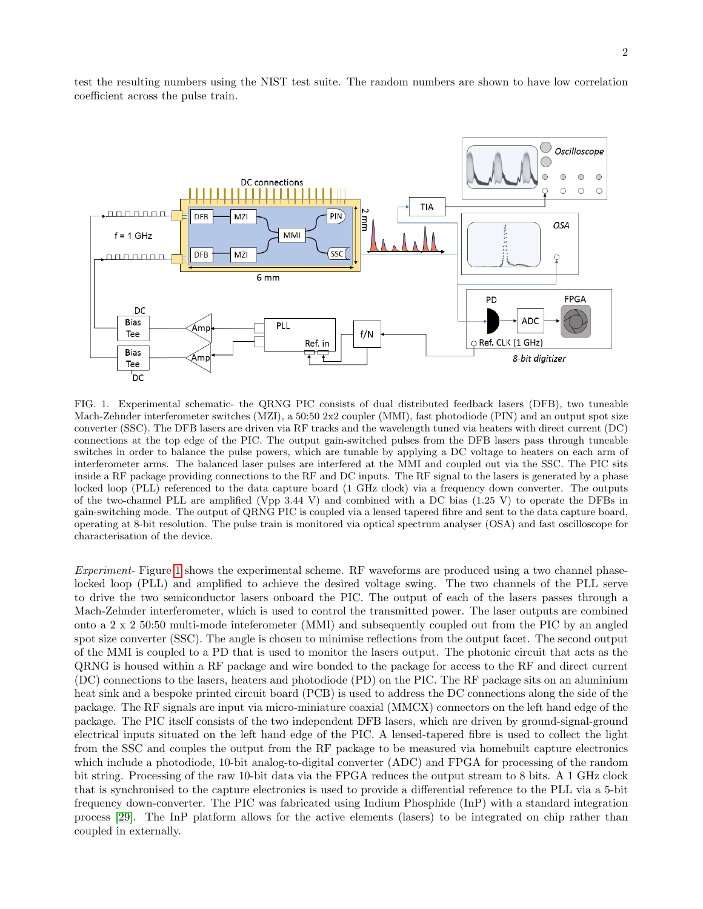test the resulting numbers using the NIST test suite. The random numbers are shown to have low correlation coefficient across the pulse train.

FIG. 1. Experimental schematic- the QRNG PIC consists of dual distributed feedback lasers (DFB), two tuneable Mach-Zehnder interferometer switches (MZI), a 50:50 2x2 coupler (MMI), fast photodiode (PIN) and an output spot size converter (SSC). The DFB lasers are driven via RF tracks and the wavelength tuned via heaters with direct current (DC) connections at the top edge of the PIC. The output gain-switched pulses from the DFB lasers pass through tuneable switches in order to balance the pulse powers, which are tunable by applying a DC voltage to heaters on each arm of interferometer arms. The balanced laser pulses are interfered at the MMI and coupled out via the SSC. The PIC sits inside a RF package providing connections to the RF and DC inputs. The RF signal to the lasers is generated by a phase locked loop (PLL) referenced to the data capture board (1 GHz clock) via a frequency down converter. The outputs of the two-channel PLL are amplified (Vpp 3.44 V) and combined with a DC bias (1.25 V) to operate the DFBs in gain-switching mode. The output of QRNG PIC is coupled via a lensed tapered fibre and sent to the data capture board, operating at 8-bit resolution. The pulse train is monitored via optical spectrum analyser (OSA) and fast oscilloscope for characterisation of the device.

*Experiment-* Figure 1 shows the experimental scheme. RF waveforms are produced using a two channel phase-locked loop (PLL) and amplified to achieve the desired voltage swing. The two channels of the PLL serve to drive the two semiconductor lasers onboard the PIC. The output of each of the lasers passes through a Mach-Zehnder interferometer, which is used to control the transmitted power. The laser outputs are combined onto a 2 x 2 50:50 multi-mode inteferometer (MMI) and subsequently coupled out from the PIC by an angled spot size converter (SSC). The angle is chosen to minimise reflections from the output facet. The second output of the MMI is coupled to a PD that is used to monitor the lasers output. The photonic circuit that acts as the QRNG is housed within a RF package and wire bonded to the package for access to the RF and direct current (DC) connections to the lasers, heaters and photodiode (PD) on the PIC. The RF package sits on an aluminium heat sink and a bespoke printed circuit board (PCB) is used to address the DC connections along the side of the package. The RF signals are input via micro-miniature coaxial (MMCX) connectors on the left hand edge of the package. The PIC itself consists of the two independent DFB lasers, which are driven by ground-signal-ground electrical inputs situated on the left hand edge of the PIC. A lensed-tapered fibre is used to collect the light from the SSC and couples the output from the RF package to be measured via homebuilt capture electronics which include a photodiode, 10-bit analog-to-digital converter (ADC) and FPGA for processing of the random bit string. Processing of the raw 10-bit data via the FPGA reduces the output stream to 8 bits. A 1 GHz clock that is synchronised to the capture electronics is used to provide a differential reference to the PLL via a 5-bit frequency down-converter. The PIC was fabricated using Indium Phosphide (InP) with a standard integration process [29]. The InP platform allows for the active elements (lasers) to be integrated on chip rather than coupled in externally.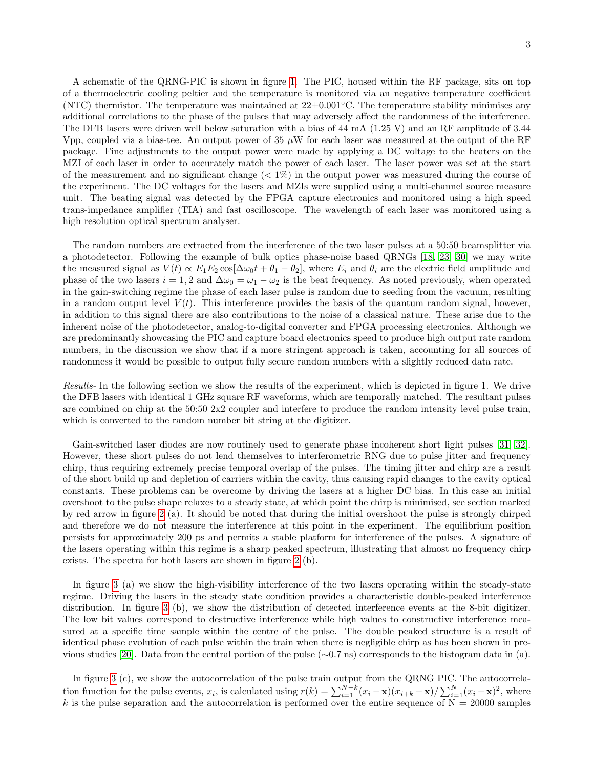A schematic of the QRNG-PIC is shown in figure 1. The PIC, housed within the RF package, sits on top of a thermoelectric cooling peltier and the temperature is monitored via an negative temperature coefficient (NTC) thermistor. The temperature was maintained at 22±0.001°C. The temperature stability minimises any additional correlations to the phase of the pulses that may adversely affect the randomness of the interference. The DFB lasers were driven well below saturation with a bias of 44 mA (1.25 V) and an RF amplitude of 3.44 Vpp, coupled via a bias-tee. An output power of 35 $\mu$W for each laser was measured at the output of the RF package. Fine adjustments to the output power were made by applying a DC voltage to the heaters on the MZI of each laser in order to accurately match the power of each laser. The laser power was set at the start of the measurement and no significant change ($< 1\%$) in the output power was measured during the course of the experiment. The DC voltages for the lasers and MZIs were supplied using a multi-channel source measure unit. The beating signal was detected by the FPGA capture electronics and monitored using a high speed trans-impedance amplifier (TIA) and fast oscilloscope. The wavelength of each laser was monitored using a high resolution optical spectrum analyser.

The random numbers are extracted from the interference of the two laser pulses at a 50:50 beamsplitter via a photodetector. Following the example of bulk optics phase-noise based QRNGs [18, 23, 30] we may write the measured signal as $V(t) \propto E_1 E_2 \cos[\Delta\omega_0 t + \theta_1 - \theta_2]$, where $E_i$ and $\theta_i$ are the electric field amplitude and phase of the two lasers $i = 1, 2$ and $\Delta\omega_0 = \omega_1 - \omega_2$ is the beat frequency. As noted previously, when operated in the gain-switching regime the phase of each laser pulse is random due to seeding from the vacuum, resulting in a random output level $V(t)$. This interference provides the basis of the quantum random signal, however, in addition to this signal there are also contributions to the noise of a classical nature. These arise due to the inherent noise of the photodetector, analog-to-digital converter and FPGA processing electronics. Although we are predominantly showcasing the PIC and capture board electronics speed to produce high output rate random numbers, in the discussion we show that if a more stringent approach is taken, accounting for all sources of randomness it would be possible to output fully secure random numbers with a slightly reduced data rate.

*Results-* In the following section we show the results of the experiment, which is depicted in figure 1. We drive the DFB lasers with identical 1 GHz square RF waveforms, which are temporally matched. The resultant pulses are combined on chip at the 50:50 2x2 coupler and interfere to produce the random intensity level pulse train, which is converted to the random number bit string at the digitizer.

Gain-switched laser diodes are now routinely used to generate phase incoherent short light pulses [31, 32]. However, these short pulses do not lend themselves to interferometric RNG due to pulse jitter and frequency chirp, thus requiring extremely precise temporal overlap of the pulses. The timing jitter and chirp are a result of the short build up and depletion of carriers within the cavity, thus causing rapid changes to the cavity optical constants. These problems can be overcome by driving the lasers at a higher DC bias. In this case an initial overshoot to the pulse shape relaxes to a steady state, at which point the chirp is minimised, see section marked by red arrow in figure 2 (a). It should be noted that during the initial overshoot the pulse is strongly chirped and therefore we do not measure the interference at this point in the experiment. The equilibrium position persists for approximately 200 ps and permits a stable platform for interference of the pulses. A signature of the lasers operating within this regime is a sharp peaked spectrum, illustrating that almost no frequency chirp exists. The spectra for both lasers are shown in figure 2 (b).

In figure 3 (a) we show the high-visibility interference of the two lasers operating within the steady-state regime. Driving the lasers in the steady state condition provides a characteristic double-peaked interference distribution. In figure 3 (b), we show the distribution of detected interference events at the 8-bit digitizer. The low bit values correspond to destructive interference while high values to constructive interference measured at a specific time sample within the centre of the pulse. The double peaked structure is a result of identical phase evolution of each pulse within the train when there is negligible chirp as has been shown in previous studies [20]. Data from the central portion of the pulse (∼0.7 ns) corresponds to the histogram data in (a).

In figure 3 (c), we show the autocorrelation of the pulse train output from the QRNG PIC. The autocorrelation function for the pulse events, $x_i$, is calculated using $r(k) = \sum_{i=1}^{N-k}(x_i - \mathbf{x})(x_{i+k} - \mathbf{x}) / \sum_{i=1}^{N}(x_i - \mathbf{x})^2$, where $k$ is the pulse separation and the autocorrelation is performed over the entire sequence of N = 20000 samples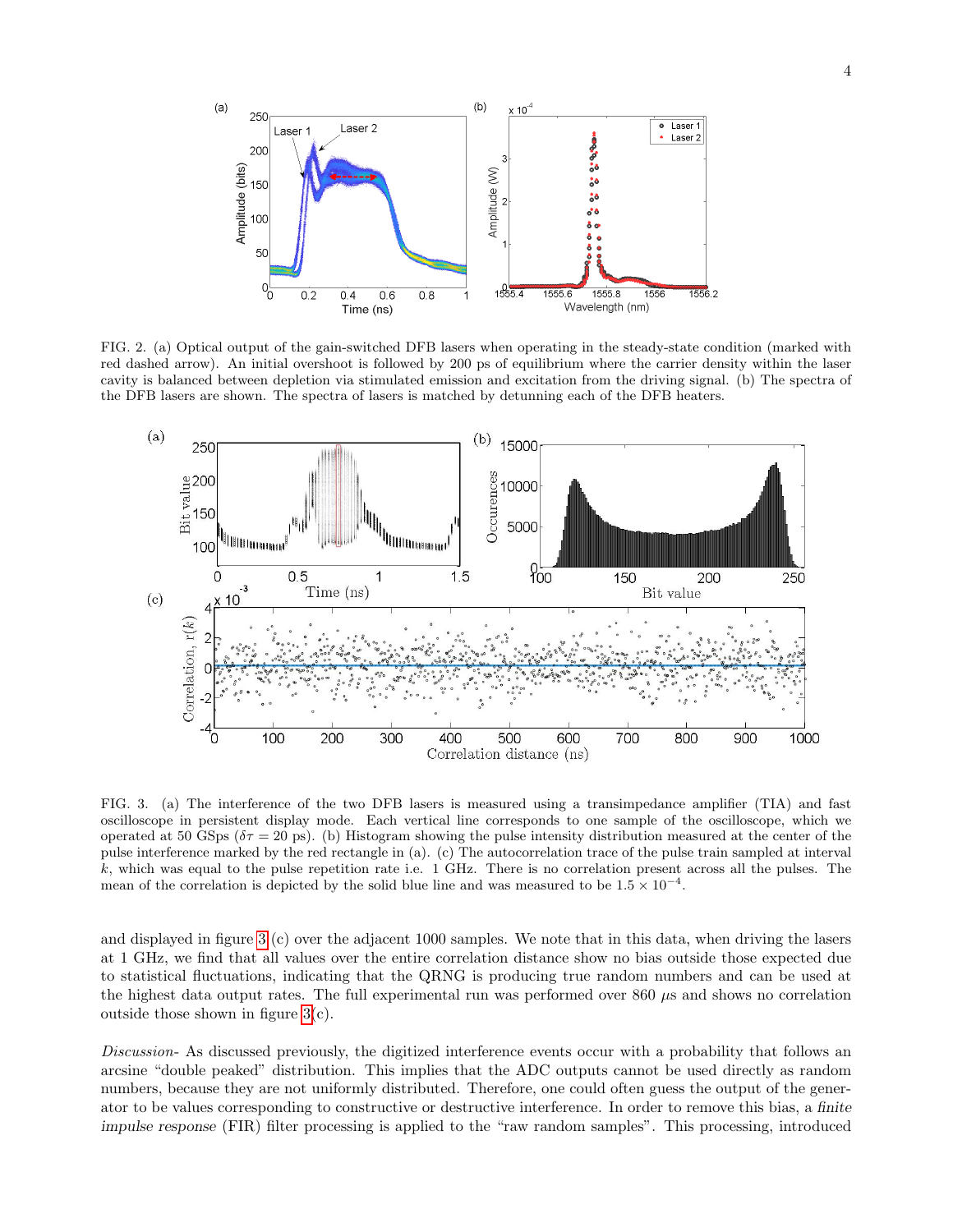FIG. 2. (a) Optical output of the gain-switched DFB lasers when operating in the steady-state condition (marked with red dashed arrow). An initial overshoot is followed by 200 ps of equilibrium where the carrier density within the laser cavity is balanced between depletion via stimulated emission and excitation from the driving signal. (b) The spectra of the DFB lasers are shown. The spectra of lasers is matched by detunning each of the DFB heaters.

FIG. 3. (a) The interference of the two DFB lasers is measured using a transimpedance amplifier (TIA) and fast oscilloscope in persistent display mode. Each vertical line corresponds to one sample of the oscilloscope, which we operated at 50 GSps ($\delta\tau = 20$ ps). (b) Histogram showing the pulse intensity distribution measured at the center of the pulse interference marked by the red rectangle in (a). (c) The autocorrelation trace of the pulse train sampled at interval $k$, which was equal to the pulse repetition rate i.e. 1 GHz. There is no correlation present across all the pulses. The mean of the correlation is depicted by the solid blue line and was measured to be $1.5 \times 10^{-4}$.

and displayed in figure 3 (c) over the adjacent 1000 samples. We note that in this data, when driving the lasers at 1 GHz, we find that all values over the entire correlation distance show no bias outside those expected due to statistical fluctuations, indicating that the QRNG is producing true random numbers and can be used at the highest data output rates. The full experimental run was performed over 860 $\mu$s and shows no correlation outside those shown in figure 3(c).

*Discussion-* As discussed previously, the digitized interference events occur with a probability that follows an arcsine "double peaked" distribution. This implies that the ADC outputs cannot be used directly as random numbers, because they are not uniformly distributed. Therefore, one could often guess the output of the generator to be values corresponding to constructive or destructive interference. In order to remove this bias, a *finite impulse response* (FIR) filter processing is applied to the "raw random samples". This processing, introduced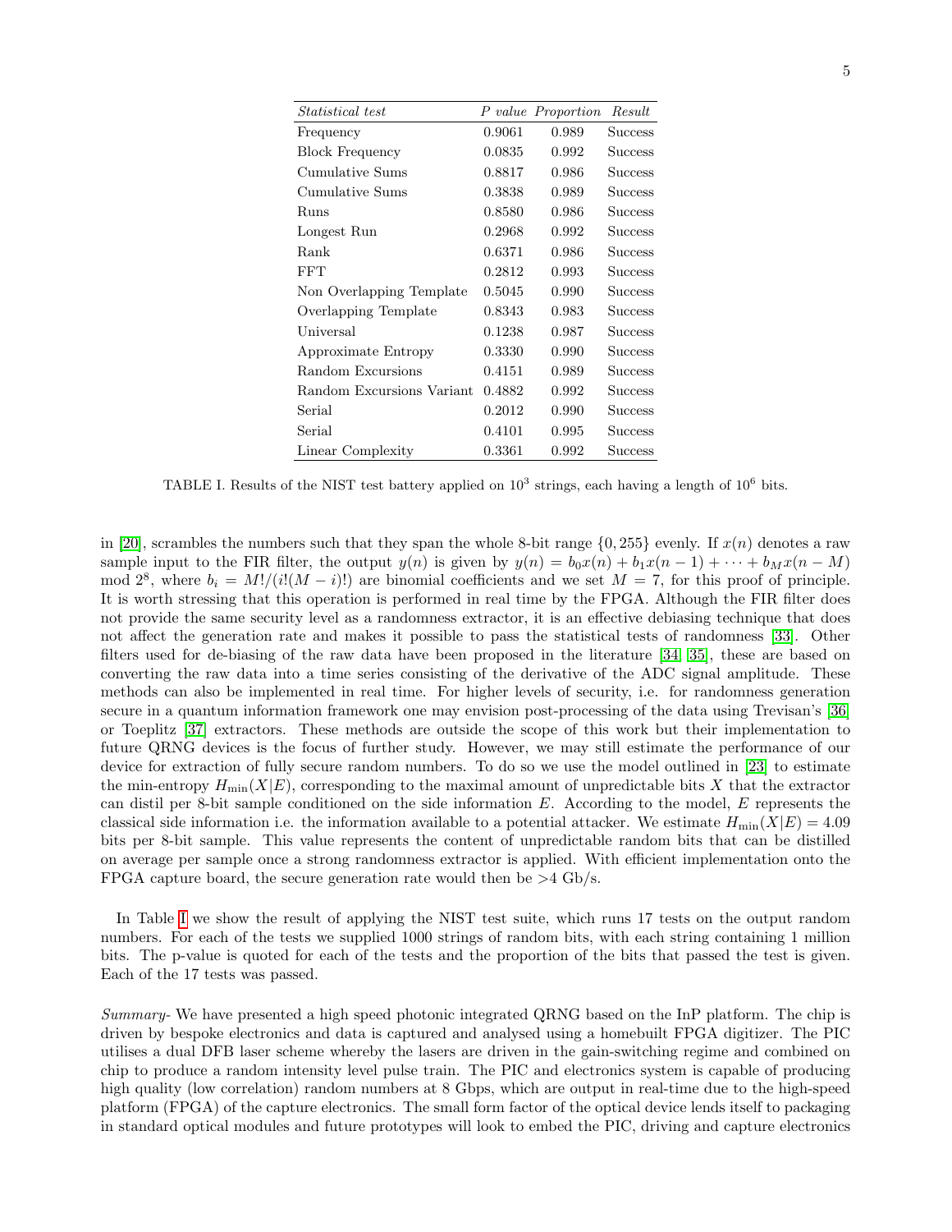| *Statistical test* | *P value* | *Proportion* | *Result* |
|---|---|---|---|
| Frequency | 0.9061 | 0.989 | Success |
| Block Frequency | 0.0835 | 0.992 | Success |
| Cumulative Sums | 0.8817 | 0.986 | Success |
| Cumulative Sums | 0.3838 | 0.989 | Success |
| Runs | 0.8580 | 0.986 | Success |
| Longest Run | 0.2968 | 0.992 | Success |
| Rank | 0.6371 | 0.986 | Success |
| FFT | 0.2812 | 0.993 | Success |
| Non Overlapping Template | 0.5045 | 0.990 | Success |
| Overlapping Template | 0.8343 | 0.983 | Success |
| Universal | 0.1238 | 0.987 | Success |
| Approximate Entropy | 0.3330 | 0.990 | Success |
| Random Excursions | 0.4151 | 0.989 | Success |
| Random Excursions Variant | 0.4882 | 0.992 | Success |
| Serial | 0.2012 | 0.990 | Success |
| Serial | 0.4101 | 0.995 | Success |
| Linear Complexity | 0.3361 | 0.992 | Success |

TABLE I. Results of the NIST test battery applied on $10^3$ strings, each having a length of $10^6$ bits.

in [20], scrambles the numbers such that they span the whole 8-bit range $\{0, 255\}$ evenly. If $x(n)$ denotes a raw sample input to the FIR filter, the output $y(n)$ is given by $y(n) = b_0 x(n) + b_1 x(n-1) + \cdots + b_M x(n-M)$ mod $2^8$, where $b_i = M!/(i!(M-i)!)$ are binomial coefficients and we set $M = 7$, for this proof of principle. It is worth stressing that this operation is performed in real time by the FPGA. Although the FIR filter does not provide the same security level as a randomness extractor, it is an effective debiasing technique that does not affect the generation rate and makes it possible to pass the statistical tests of randomness [33]. Other filters used for de-biasing of the raw data have been proposed in the literature [34, 35], these are based on converting the raw data into a time series consisting of the derivative of the ADC signal amplitude. These methods can also be implemented in real time. For higher levels of security, i.e. for randomness generation secure in a quantum information framework one may envision post-processing of the data using Trevisan's [36] or Toeplitz [37] extractors. These methods are outside the scope of this work but their implementation to future QRNG devices is the focus of further study. However, we may still estimate the performance of our device for extraction of fully secure random numbers. To do so we use the model outlined in [23] to estimate the min-entropy $H_{\min}(X|E)$, corresponding to the maximal amount of unpredictable bits $X$ that the extractor can distil per 8-bit sample conditioned on the side information $E$. According to the model, $E$ represents the classical side information i.e. the information available to a potential attacker. We estimate $H_{\min}(X|E) = 4.09$ bits per 8-bit sample. This value represents the content of unpredictable random bits that can be distilled on average per sample once a strong randomness extractor is applied. With efficient implementation onto the FPGA capture board, the secure generation rate would then be >4 Gb/s.

In Table I we show the result of applying the NIST test suite, which runs 17 tests on the output random numbers. For each of the tests we supplied 1000 strings of random bits, with each string containing 1 million bits. The p-value is quoted for each of the tests and the proportion of the bits that passed the test is given. Each of the 17 tests was passed.

*Summary-* We have presented a high speed photonic integrated QRNG based on the InP platform. The chip is driven by bespoke electronics and data is captured and analysed using a homebuilt FPGA digitizer. The PIC utilises a dual DFB laser scheme whereby the lasers are driven in the gain-switching regime and combined on chip to produce a random intensity level pulse train. The PIC and electronics system is capable of producing high quality (low correlation) random numbers at 8 Gbps, which are output in real-time due to the high-speed platform (FPGA) of the capture electronics. The small form factor of the optical device lends itself to packaging in standard optical modules and future prototypes will look to embed the PIC, driving and capture electronics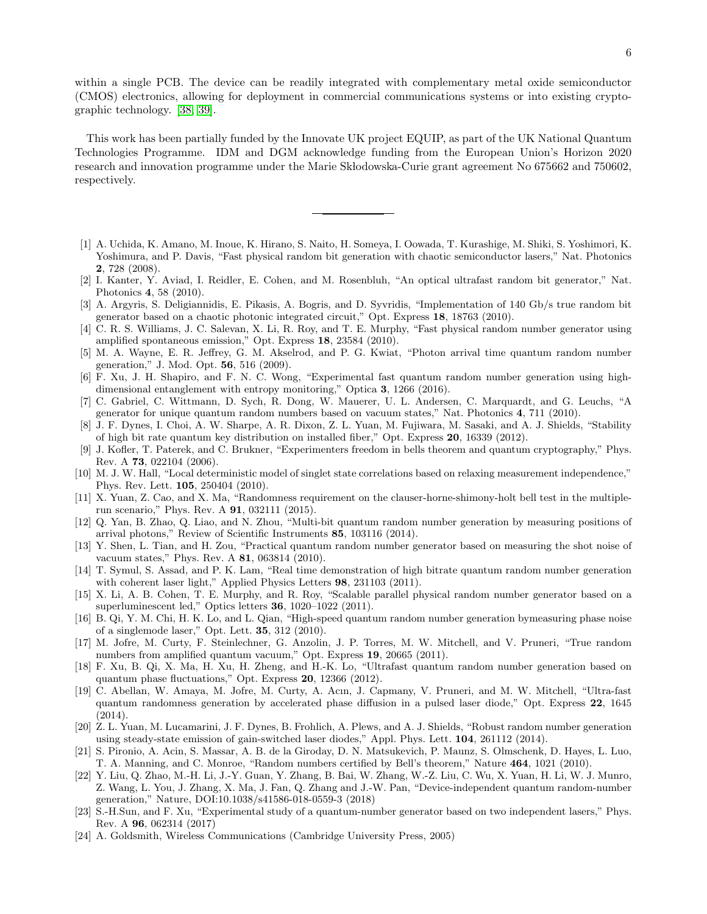within a single PCB. The device can be readily integrated with complementary metal oxide semiconductor (CMOS) electronics, allowing for deployment in commercial communications systems or into existing cryptographic technology. [38, 39].

This work has been partially funded by the Innovate UK project EQUIP, as part of the UK National Quantum Technologies Programme. IDM and DGM acknowledge funding from the European Union's Horizon 2020 research and innovation programme under the Marie Skłodowska-Curie grant agreement No 675662 and 750602, respectively.

---

[1] A. Uchida, K. Amano, M. Inoue, K. Hirano, S. Naito, H. Someya, I. Oowada, T. Kurashige, M. Shiki, S. Yoshimori, K. Yoshimura, and P. Davis, "Fast physical random bit generation with chaotic semiconductor lasers," Nat. Photonics **2**, 728 (2008).

[2] I. Kanter, Y. Aviad, I. Reidler, E. Cohen, and M. Rosenbluh, "An optical ultrafast random bit generator," Nat. Photonics **4**, 58 (2010).

[3] A. Argyris, S. Deligiannidis, E. Pikasis, A. Bogris, and D. Syvridis, "Implementation of 140 Gb/s true random bit generator based on a chaotic photonic integrated circuit," Opt. Express **18**, 18763 (2010).

[4] C. R. S. Williams, J. C. Salevan, X. Li, R. Roy, and T. E. Murphy, "Fast physical random number generator using amplified spontaneous emission," Opt. Express **18**, 23584 (2010).

[5] M. A. Wayne, E. R. Jeffrey, G. M. Akselrod, and P. G. Kwiat, "Photon arrival time quantum random number generation," J. Mod. Opt. **56**, 516 (2009).

[6] F. Xu, J. H. Shapiro, and F. N. C. Wong, "Experimental fast quantum random number generation using high-dimensional entanglement with entropy monitoring," Optica **3**, 1266 (2016).

[7] C. Gabriel, C. Wittmann, D. Sych, R. Dong, W. Mauerer, U. L. Andersen, C. Marquardt, and G. Leuchs, "A generator for unique quantum random numbers based on vacuum states," Nat. Photonics **4**, 711 (2010).

[8] J. F. Dynes, I. Choi, A. W. Sharpe, A. R. Dixon, Z. L. Yuan, M. Fujiwara, M. Sasaki, and A. J. Shields, "Stability of high bit rate quantum key distribution on installed fiber," Opt. Express **20**, 16339 (2012).

[9] J. Kofler, T. Paterek, and C. Brukner, "Experimenters freedom in bells theorem and quantum cryptography," Phys. Rev. A **73**, 022104 (2006).

[10] M. J. W. Hall, "Local deterministic model of singlet state correlations based on relaxing measurement independence," Phys. Rev. Lett. **105**, 250404 (2010).

[11] X. Yuan, Z. Cao, and X. Ma, "Randomness requirement on the clauser-horne-shimony-holt bell test in the multiple-run scenario," Phys. Rev. A **91**, 032111 (2015).

[12] Q. Yan, B. Zhao, Q. Liao, and N. Zhou, "Multi-bit quantum random number generation by measuring positions of arrival photons," Review of Scientific Instruments **85**, 103116 (2014).

[13] Y. Shen, L. Tian, and H. Zou, "Practical quantum random number generator based on measuring the shot noise of vacuum states," Phys. Rev. A **81**, 063814 (2010).

[14] T. Symul, S. Assad, and P. K. Lam, "Real time demonstration of high bitrate quantum random number generation with coherent laser light," Applied Physics Letters **98**, 231103 (2011).

[15] X. Li, A. B. Cohen, T. E. Murphy, and R. Roy, "Scalable parallel physical random number generator based on a superluminescent led," Optics letters **36**, 1020–1022 (2011).

[16] B. Qi, Y. M. Chi, H. K. Lo, and L. Qian, "High-speed quantum random number generation bymeasuring phase noise of a singlemode laser," Opt. Lett. **35**, 312 (2010).

[17] M. Jofre, M. Curty, F. Steinlechner, G. Anzolin, J. P. Torres, M. W. Mitchell, and V. Pruneri, "True random numbers from amplified quantum vacuum," Opt. Express **19**, 20665 (2011).

[18] F. Xu, B. Qi, X. Ma, H. Xu, H. Zheng, and H.-K. Lo, "Ultrafast quantum random number generation based on quantum phase fluctuations," Opt. Express **20**, 12366 (2012).

[19] C. Abellan, W. Amaya, M. Jofre, M. Curty, A. Acın, J. Capmany, V. Pruneri, and M. W. Mitchell, "Ultra-fast quantum randomness generation by accelerated phase diffusion in a pulsed laser diode," Opt. Express **22**, 1645 (2014).

[20] Z. L. Yuan, M. Lucamarini, J. F. Dynes, B. Frohlich, A. Plews, and A. J. Shields, "Robust random number generation using steady-state emission of gain-switched laser diodes," Appl. Phys. Lett. **104**, 261112 (2014).

[21] S. Pironio, A. Acin, S. Massar, A. B. de la Giroday, D. N. Matsukevich, P. Maunz, S. Olmschenk, D. Hayes, L. Luo, T. A. Manning, and C. Monroe, "Random numbers certified by Bell's theorem," Nature **464**, 1021 (2010).

[22] Y. Liu, Q. Zhao, M.-H. Li, J.-Y. Guan, Y. Zhang, B. Bai, W. Zhang, W.-Z. Liu, C. Wu, X. Yuan, H. Li, W. J. Munro, Z. Wang, L. You, J. Zhang, X. Ma, J. Fan, Q. Zhang and J.-W. Pan, "Device-independent quantum random-number generation," Nature, DOI:10.1038/s41586-018-0559-3 (2018)

[23] S.-H.Sun, and F. Xu, "Experimental study of a quantum-number generator based on two independent lasers," Phys. Rev. A **96**, 062314 (2017)

[24] A. Goldsmith, Wireless Communications (Cambridge University Press, 2005)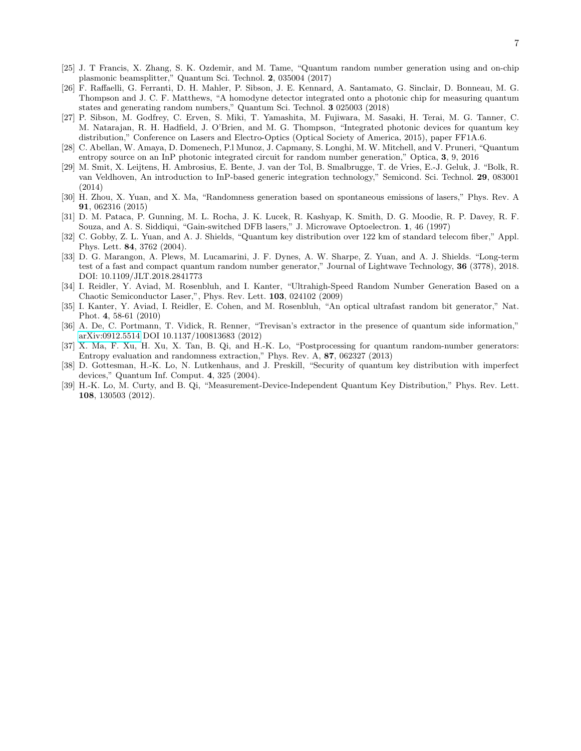[25] J. T Francis, X. Zhang, S. K. Ozdemir, and M. Tame, "Quantum random number generation using and on-chip plasmonic beamsplitter," Quantum Sci. Technol. **2**, 035004 (2017)

[26] F. Raffaelli, G. Ferranti, D. H. Mahler, P. Sibson, J. E. Kennard, A. Santamato, G. Sinclair, D. Bonneau, M. G. Thompson and J. C. F. Matthews, "A homodyne detector integrated onto a photonic chip for measuring quantum states and generating random numbers," Quantum Sci. Technol. **3** 025003 (2018)

[27] P. Sibson, M. Godfrey, C. Erven, S. Miki, T. Yamashita, M. Fujiwara, M. Sasaki, H. Terai, M. G. Tanner, C. M. Natarajan, R. H. Hadfield, J. O'Brien, and M. G. Thompson, "Integrated photonic devices for quantum key distribution," Conference on Lasers and Electro-Optics (Optical Society of America, 2015), paper FF1A.6.

[28] C. Abellan, W. Amaya, D. Domenech, P.l Munoz, J. Capmany, S. Longhi, M. W. Mitchell, and V. Pruneri, "Quantum entropy source on an InP photonic integrated circuit for random number generation," Optica, **3**, 9, 2016

[29] M. Smit, X. Leijtens, H. Ambrosius, E. Bente, J. van der Tol, B. Smalbrugge, T. de Vries, E.-J. Geluk, J. "Bolk, R. van Veldhoven, An introduction to InP-based generic integration technology," Semicond. Sci. Technol. **29**, 083001 (2014)

[30] H. Zhou, X. Yuan, and X. Ma, "Randomness generation based on spontaneous emissions of lasers," Phys. Rev. A **91**, 062316 (2015)

[31] D. M. Pataca, P. Gunning, M. L. Rocha, J. K. Lucek, R. Kashyap, K. Smith, D. G. Moodie, R. P. Davey, R. F. Souza, and A. S. Siddiqui, "Gain-switched DFB lasers," J. Microwave Optoelectron. **1**, 46 (1997)

[32] C. Gobby, Z. L. Yuan, and A. J. Shields, "Quantum key distribution over 122 km of standard telecom fiber," Appl. Phys. Lett. **84**, 3762 (2004).

[33] D. G. Marangon, A. Plews, M. Lucamarini, J. F. Dynes, A. W. Sharpe, Z. Yuan, and A. J. Shields. "Long-term test of a fast and compact quantum random number generator," Journal of Lightwave Technology, **36** (3778), 2018. DOI: 10.1109/JLT.2018.2841773

[34] I. Reidler, Y. Aviad, M. Rosenbluh, and I. Kanter, "Ultrahigh-Speed Random Number Generation Based on a Chaotic Semiconductor Laser,", Phys. Rev. Lett. **103**, 024102 (2009)

[35] I. Kanter, Y. Aviad, I. Reidler, E. Cohen, and M. Rosenbluh, "An optical ultrafast random bit generator," Nat. Phot. **4**, 58-61 (2010)

[36] A. De, C. Portmann, T. Vidick, R. Renner, "Trevisan's extractor in the presence of quantum side information," arXiv:0912.5514 DOI 10.1137/100813683 (2012)

[37] X. Ma, F. Xu, H. Xu, X. Tan, B. Qi, and H.-K. Lo, "Postprocessing for quantum random-number generators: Entropy evaluation and randomness extraction," Phys. Rev. A, **87**, 062327 (2013)

[38] D. Gottesman, H.-K. Lo, N. Lutkenhaus, and J. Preskill, "Security of quantum key distribution with imperfect devices," Quantum Inf. Comput. **4**, 325 (2004).

[39] H.-K. Lo, M. Curty, and B. Qi, "Measurement-Device-Independent Quantum Key Distribution," Phys. Rev. Lett. **108**, 130503 (2012).